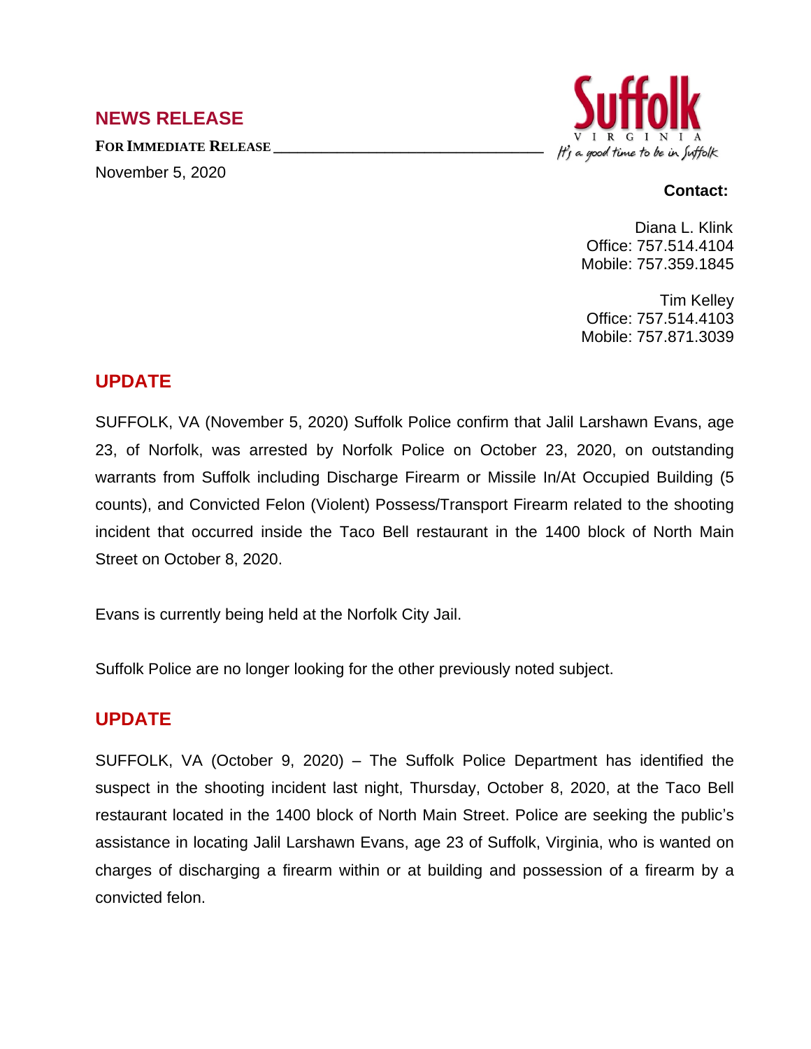## NEWS RELEASE

**FOR IMMEDIATE RELEASE**

November 5, 2020

Suffolk VIRGINIA It's a good time to be in Suffolk

**Contact:**

Diana L. Klink
Office: 757.514.4104
Mobile: 757.359.1845

Tim Kelley
Office: 757.514.4103
Mobile: 757.871.3039

## UPDATE

SUFFOLK, VA (November 5, 2020) Suffolk Police confirm that Jalil Larshawn Evans, age 23, of Norfolk, was arrested by Norfolk Police on October 23, 2020, on outstanding warrants from Suffolk including Discharge Firearm or Missile In/At Occupied Building (5 counts), and Convicted Felon (Violent) Possess/Transport Firearm related to the shooting incident that occurred inside the Taco Bell restaurant in the 1400 block of North Main Street on October 8, 2020.

Evans is currently being held at the Norfolk City Jail.

Suffolk Police are no longer looking for the other previously noted subject.

## UPDATE

SUFFOLK, VA (October 9, 2020) – The Suffolk Police Department has identified the suspect in the shooting incident last night, Thursday, October 8, 2020, at the Taco Bell restaurant located in the 1400 block of North Main Street. Police are seeking the public's assistance in locating Jalil Larshawn Evans, age 23 of Suffolk, Virginia, who is wanted on charges of discharging a firearm within or at building and possession of a firearm by a convicted felon.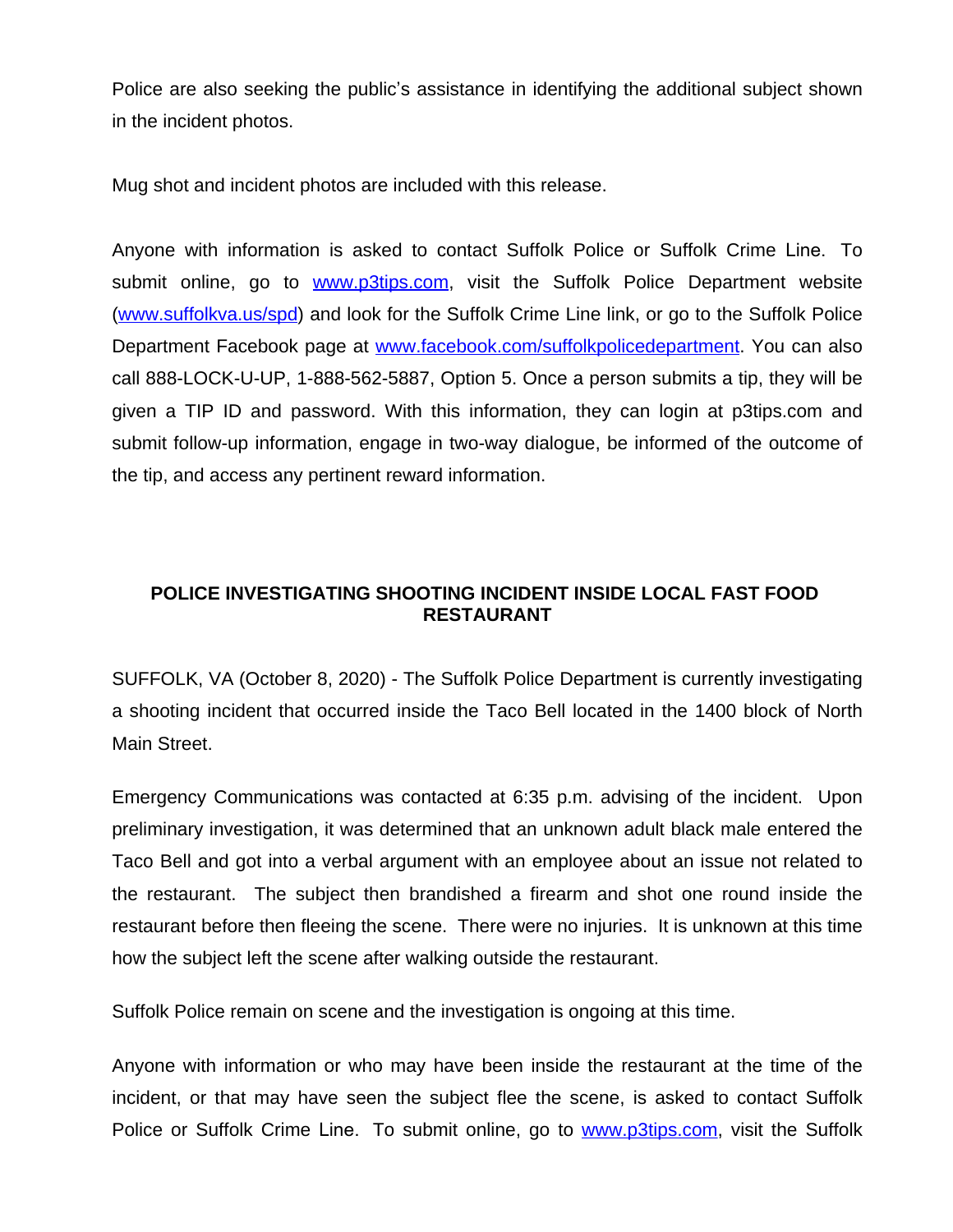Police are also seeking the public's assistance in identifying the additional subject shown in the incident photos.

Mug shot and incident photos are included with this release.

Anyone with information is asked to contact Suffolk Police or Suffolk Crime Line. To submit online, go to [www.p3tips.com](http://www.p3tips.com), visit the Suffolk Police Department website ([www.suffolkva.us/spd](http://www.suffolkva.us/spd)) and look for the Suffolk Crime Line link, or go to the Suffolk Police Department Facebook page at [www.facebook.com/suffolkpolicedepartment](http://www.facebook.com/suffolkpolicedepartment). You can also call 888-LOCK-U-UP, 1-888-562-5887, Option 5. Once a person submits a tip, they will be given a TIP ID and password. With this information, they can login at p3tips.com and submit follow-up information, engage in two-way dialogue, be informed of the outcome of the tip, and access any pertinent reward information.

## POLICE INVESTIGATING SHOOTING INCIDENT INSIDE LOCAL FAST FOOD RESTAURANT

SUFFOLK, VA (October 8, 2020) - The Suffolk Police Department is currently investigating a shooting incident that occurred inside the Taco Bell located in the 1400 block of North Main Street.

Emergency Communications was contacted at 6:35 p.m. advising of the incident. Upon preliminary investigation, it was determined that an unknown adult black male entered the Taco Bell and got into a verbal argument with an employee about an issue not related to the restaurant. The subject then brandished a firearm and shot one round inside the restaurant before then fleeing the scene. There were no injuries. It is unknown at this time how the subject left the scene after walking outside the restaurant.

Suffolk Police remain on scene and the investigation is ongoing at this time.

Anyone with information or who may have been inside the restaurant at the time of the incident, or that may have seen the subject flee the scene, is asked to contact Suffolk Police or Suffolk Crime Line. To submit online, go to [www.p3tips.com](http://www.p3tips.com), visit the Suffolk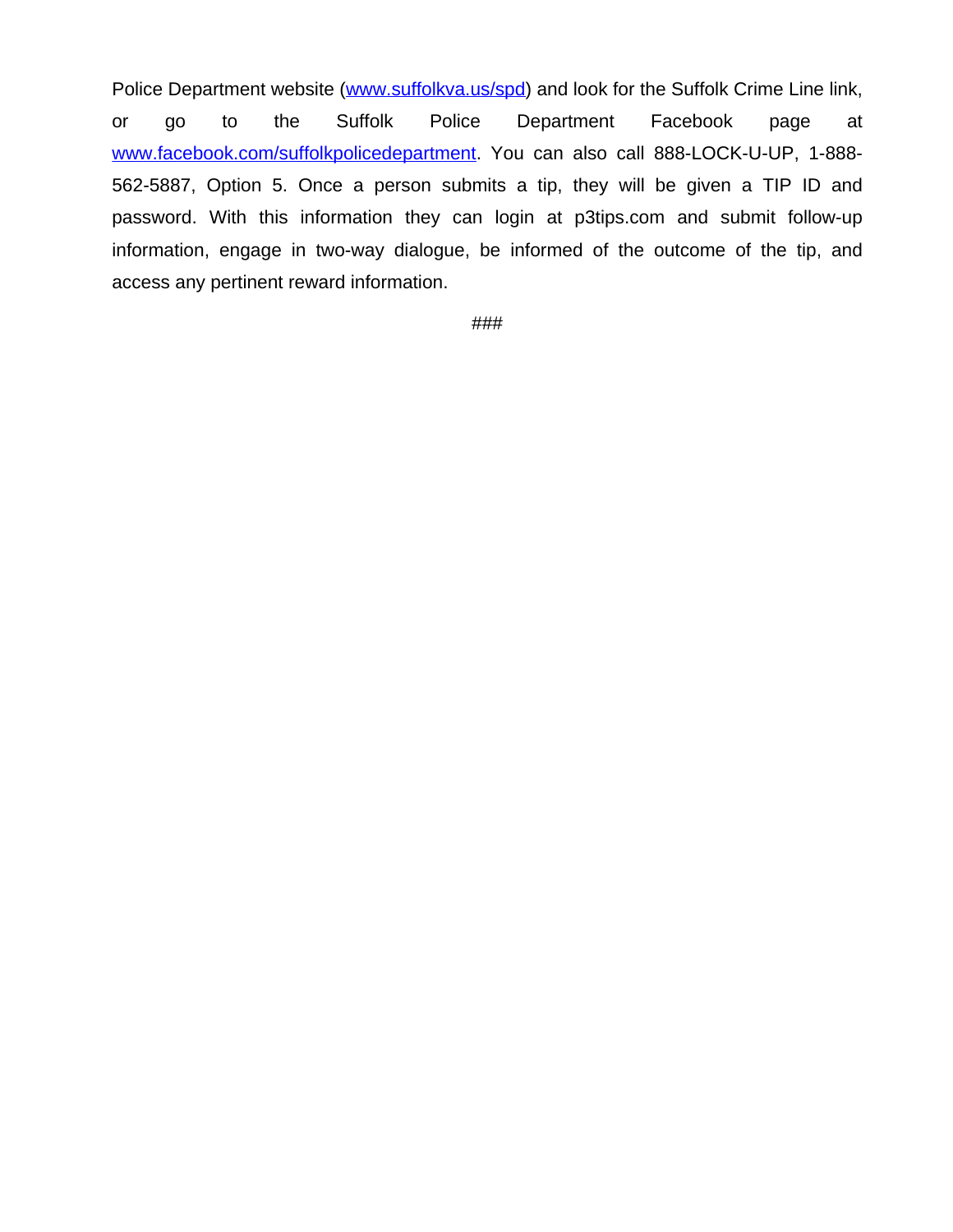Police Department website (www.suffolkva.us/spd) and look for the Suffolk Crime Line link, or go to the Suffolk Police Department Facebook page at www.facebook.com/suffolkpolicedepartment. You can also call 888-LOCK-U-UP, 1-888-562-5887, Option 5. Once a person submits a tip, they will be given a TIP ID and password. With this information they can login at p3tips.com and submit follow-up information, engage in two-way dialogue, be informed of the outcome of the tip, and access any pertinent reward information.

###